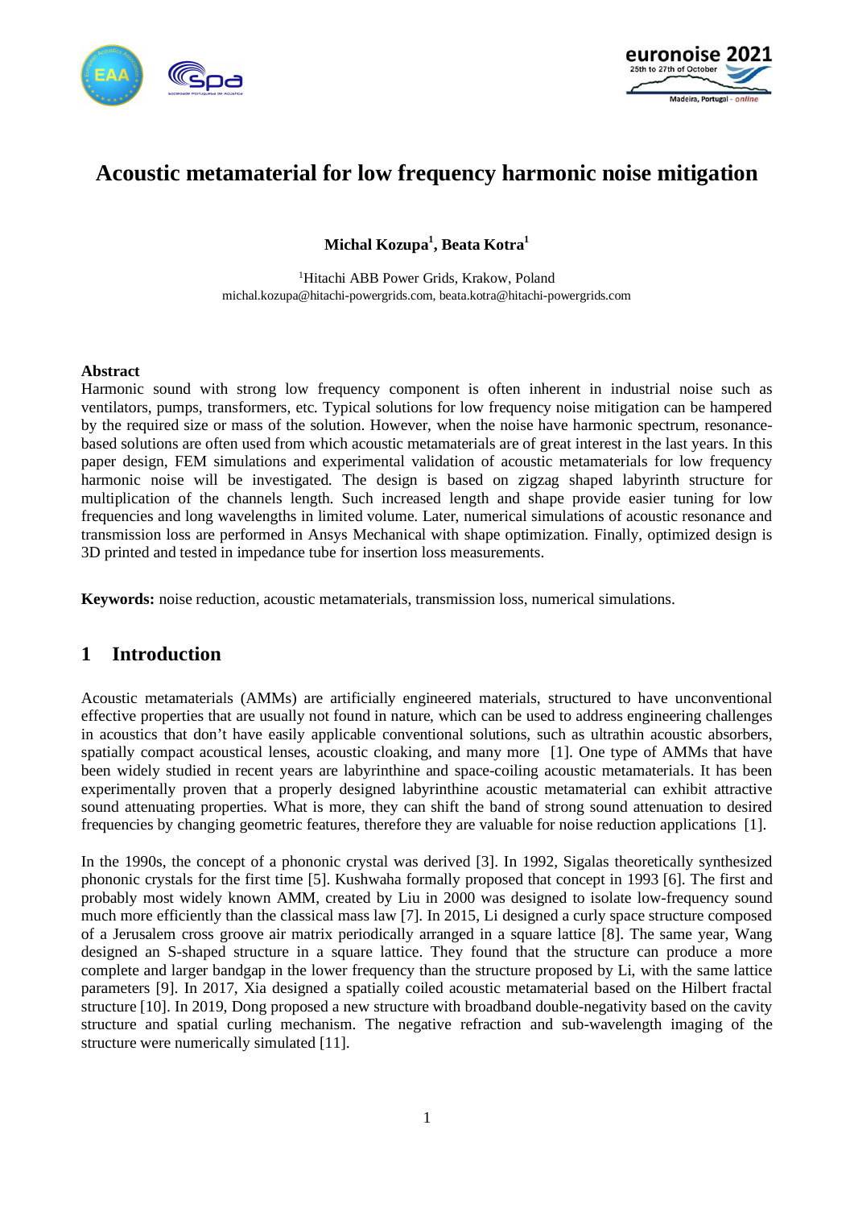# Acoustic metamaterial for low frequency harmonic noise mitigation

**Michal Kozupa[1], Beata Kotra[1]**

[1]Hitachi ABB Power Grids, Krakow, Poland
michal.kozupa@hitachi-powergrids.com, beata.kotra@hitachi-powergrids.com

**Abstract**

Harmonic sound with strong low frequency component is often inherent in industrial noise such as ventilators, pumps, transformers, etc. Typical solutions for low frequency noise mitigation can be hampered by the required size or mass of the solution. However, when the noise have harmonic spectrum, resonance-based solutions are often used from which acoustic metamaterials are of great interest in the last years. In this paper design, FEM simulations and experimental validation of acoustic metamaterials for low frequency harmonic noise will be investigated. The design is based on zigzag shaped labyrinth structure for multiplication of the channels length. Such increased length and shape provide easier tuning for low frequencies and long wavelengths in limited volume. Later, numerical simulations of acoustic resonance and transmission loss are performed in Ansys Mechanical with shape optimization. Finally, optimized design is 3D printed and tested in impedance tube for insertion loss measurements.

**Keywords:** noise reduction, acoustic metamaterials, transmission loss, numerical simulations.

## 1 Introduction

Acoustic metamaterials (AMMs) are artificially engineered materials, structured to have unconventional effective properties that are usually not found in nature, which can be used to address engineering challenges in acoustics that don't have easily applicable conventional solutions, such as ultrathin acoustic absorbers, spatially compact acoustical lenses, acoustic cloaking, and many more [1]. One type of AMMs that have been widely studied in recent years are labyrinthine and space-coiling acoustic metamaterials. It has been experimentally proven that a properly designed labyrinthine acoustic metamaterial can exhibit attractive sound attenuating properties. What is more, they can shift the band of strong sound attenuation to desired frequencies by changing geometric features, therefore they are valuable for noise reduction applications [1].

In the 1990s, the concept of a phononic crystal was derived [3]. In 1992, Sigalas theoretically synthesized phononic crystals for the first time [5]. Kushwaha formally proposed that concept in 1993 [6]. The first and probably most widely known AMM, created by Liu in 2000 was designed to isolate low-frequency sound much more efficiently than the classical mass law [7]. In 2015, Li designed a curly space structure composed of a Jerusalem cross groove air matrix periodically arranged in a square lattice [8]. The same year, Wang designed an S-shaped structure in a square lattice. They found that the structure can produce a more complete and larger bandgap in the lower frequency than the structure proposed by Li, with the same lattice parameters [9]. In 2017, Xia designed a spatially coiled acoustic metamaterial based on the Hilbert fractal structure [10]. In 2019, Dong proposed a new structure with broadband double-negativity based on the cavity structure and spatial curling mechanism. The negative refraction and sub-wavelength imaging of the structure were numerically simulated [11].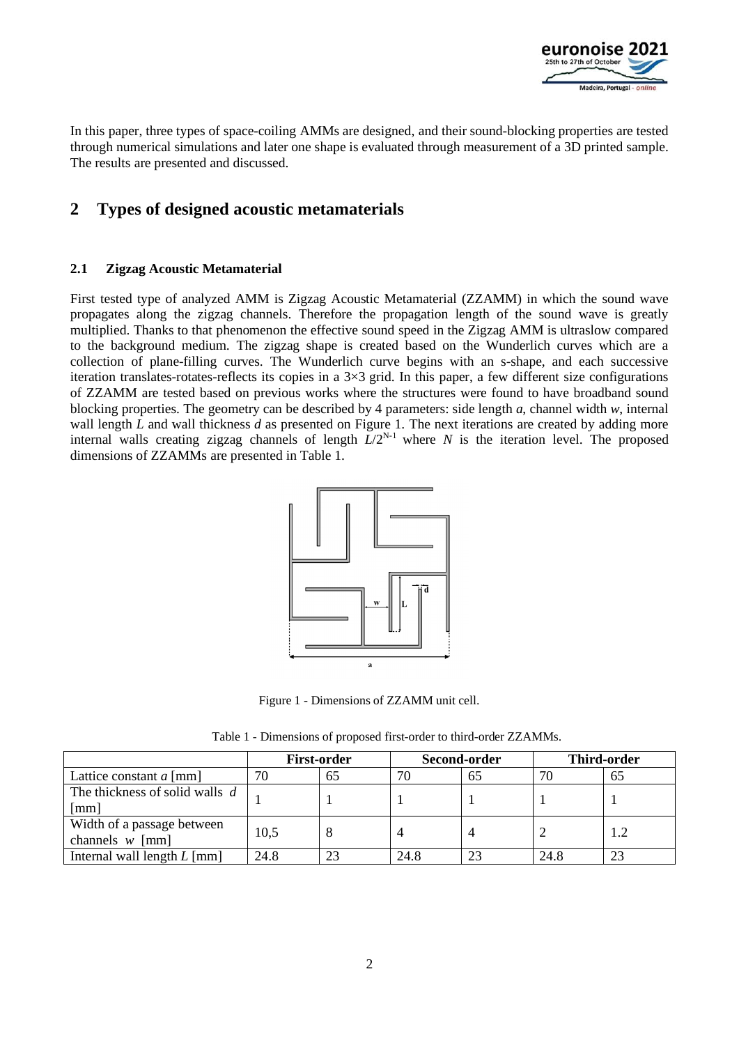In this paper, three types of space-coiling AMMs are designed, and their sound-blocking properties are tested through numerical simulations and later one shape is evaluated through measurement of a 3D printed sample. The results are presented and discussed.

## 2 Types of designed acoustic metamaterials

### 2.1 Zigzag Acoustic Metamaterial

First tested type of analyzed AMM is Zigzag Acoustic Metamaterial (ZZAMM) in which the sound wave propagates along the zigzag channels. Therefore the propagation length of the sound wave is greatly multiplied. Thanks to that phenomenon the effective sound speed in the Zigzag AMM is ultraslow compared to the background medium. The zigzag shape is created based on the Wunderlich curves which are a collection of plane-filling curves. The Wunderlich curve begins with an s-shape, and each successive iteration translates-rotates-reflects its copies in a 3×3 grid. In this paper, a few different size configurations of ZZAMM are tested based on previous works where the structures were found to have broadband sound blocking properties. The geometry can be described by 4 parameters: side length *a*, channel width *w*, internal wall length *L* and wall thickness *d* as presented on Figure 1. The next iterations are created by adding more internal walls creating zigzag channels of length $L/2^{N-1}$ where *N* is the iteration level. The proposed dimensions of ZZAMMs are presented in Table 1.

Figure 1 - Dimensions of ZZAMM unit cell.

Table 1 - Dimensions of proposed first-order to third-order ZZAMMs.

| | **First-order** | | **Second-order** | | **Third-order** | |
|---|---|---|---|---|---|---|
| Lattice constant *a* [mm] | 70 | 65 | 70 | 65 | 70 | 65 |
| The thickness of solid walls *d* [mm] | 1 | 1 | 1 | 1 | 1 | 1 |
| Width of a passage between channels *w* [mm] | 10,5 | 8 | 4 | 4 | 2 | 1.2 |
| Internal wall length *L* [mm] | 24.8 | 23 | 24.8 | 23 | 24.8 | 23 |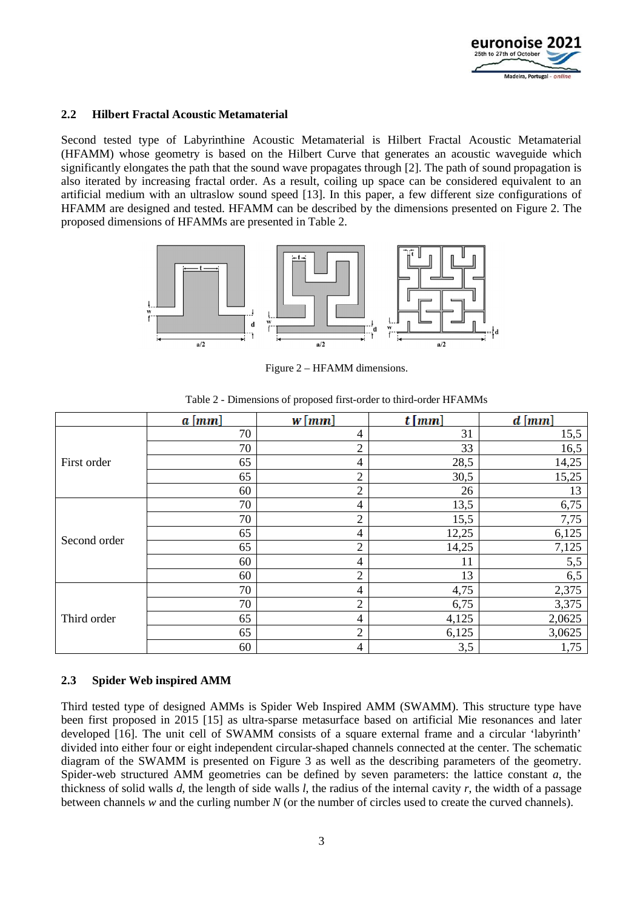### 2.2 Hilbert Fractal Acoustic Metamaterial

Second tested type of Labyrinthine Acoustic Metamaterial is Hilbert Fractal Acoustic Metamaterial (HFAMM) whose geometry is based on the Hilbert Curve that generates an acoustic waveguide which significantly elongates the path that the sound wave propagates through [2]. The path of sound propagation is also iterated by increasing fractal order. As a result, coiling up space can be considered equivalent to an artificial medium with an ultraslow sound speed [13]. In this paper, a few different size configurations of HFAMM are designed and tested. HFAMM can be described by the dimensions presented on Figure 2. The proposed dimensions of HFAMMs are presented in Table 2.

Figure 2 – HFAMM dimensions.

Table 2 - Dimensions of proposed first-order to third-order HFAMMs

| | $a$ [mm] | $w$ [mm] | $t$ [mm] | $d$ [mm] |
|---|---|---|---|---|
| First order | 70 | 4 | 31 | 15,5 |
| | 70 | 2 | 33 | 16,5 |
| | 65 | 4 | 28,5 | 14,25 |
| | 65 | 2 | 30,5 | 15,25 |
| | 60 | 2 | 26 | 13 |
| Second order | 70 | 4 | 13,5 | 6,75 |
| | 70 | 2 | 15,5 | 7,75 |
| | 65 | 4 | 12,25 | 6,125 |
| | 65 | 2 | 14,25 | 7,125 |
| | 60 | 4 | 11 | 5,5 |
| | 60 | 2 | 13 | 6,5 |
| Third order | 70 | 4 | 4,75 | 2,375 |
| | 70 | 2 | 6,75 | 3,375 |
| | 65 | 4 | 4,125 | 2,0625 |
| | 65 | 2 | 6,125 | 3,0625 |
| | 60 | 4 | 3,5 | 1,75 |

### 2.3 Spider Web inspired AMM

Third tested type of designed AMMs is Spider Web Inspired AMM (SWAMM). This structure type have been first proposed in 2015 [15] as ultra-sparse metasurface based on artificial Mie resonances and later developed [16]. The unit cell of SWAMM consists of a square external frame and a circular 'labyrinth' divided into either four or eight independent circular-shaped channels connected at the center. The schematic diagram of the SWAMM is presented on Figure 3 as well as the describing parameters of the geometry. Spider-web structured AMM geometries can be defined by seven parameters: the lattice constant $a$, the thickness of solid walls $d$, the length of side walls $l$, the radius of the internal cavity $r$, the width of a passage between channels $w$ and the curling number $N$ (or the number of circles used to create the curved channels).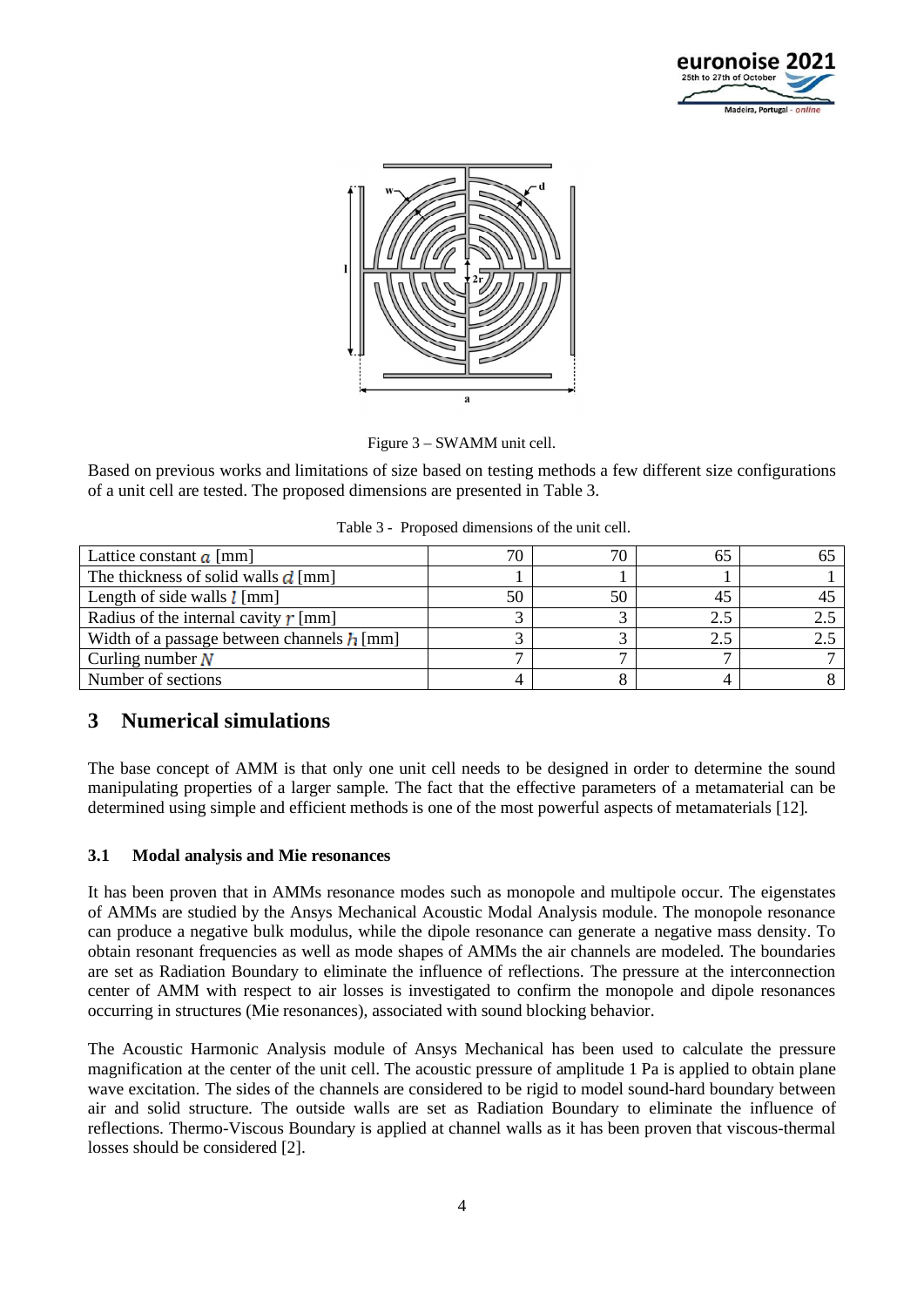Figure 3 – SWAMM unit cell.

Based on previous works and limitations of size based on testing methods a few different size configurations of a unit cell are tested. The proposed dimensions are presented in Table 3.

Table 3 - Proposed dimensions of the unit cell.

| | | | | |
|---|---|---|---|---|
| Lattice constant $a$ [mm] | 70 | 70 | 65 | 65 |
| The thickness of solid walls $d$ [mm] | 1 | 1 | 1 | 1 |
| Length of side walls $l$ [mm] | 50 | 50 | 45 | 45 |
| Radius of the internal cavity $r$ [mm] | 3 | 3 | 2.5 | 2.5 |
| Width of a passage between channels $h$ [mm] | 3 | 3 | 2.5 | 2.5 |
| Curling number $N$ | 7 | 7 | 7 | 7 |
| Number of sections | 4 | 8 | 4 | 8 |

# 3 Numerical simulations

The base concept of AMM is that only one unit cell needs to be designed in order to determine the sound manipulating properties of a larger sample. The fact that the effective parameters of a metamaterial can be determined using simple and efficient methods is one of the most powerful aspects of metamaterials [12].

## 3.1 Modal analysis and Mie resonances

It has been proven that in AMMs resonance modes such as monopole and multipole occur. The eigenstates of AMMs are studied by the Ansys Mechanical Acoustic Modal Analysis module. The monopole resonance can produce a negative bulk modulus, while the dipole resonance can generate a negative mass density. To obtain resonant frequencies as well as mode shapes of AMMs the air channels are modeled. The boundaries are set as Radiation Boundary to eliminate the influence of reflections. The pressure at the interconnection center of AMM with respect to air losses is investigated to confirm the monopole and dipole resonances occurring in structures (Mie resonances), associated with sound blocking behavior.

The Acoustic Harmonic Analysis module of Ansys Mechanical has been used to calculate the pressure magnification at the center of the unit cell. The acoustic pressure of amplitude 1 Pa is applied to obtain plane wave excitation. The sides of the channels are considered to be rigid to model sound-hard boundary between air and solid structure. The outside walls are set as Radiation Boundary to eliminate the influence of reflections. Thermo-Viscous Boundary is applied at channel walls as it has been proven that viscous-thermal losses should be considered [2].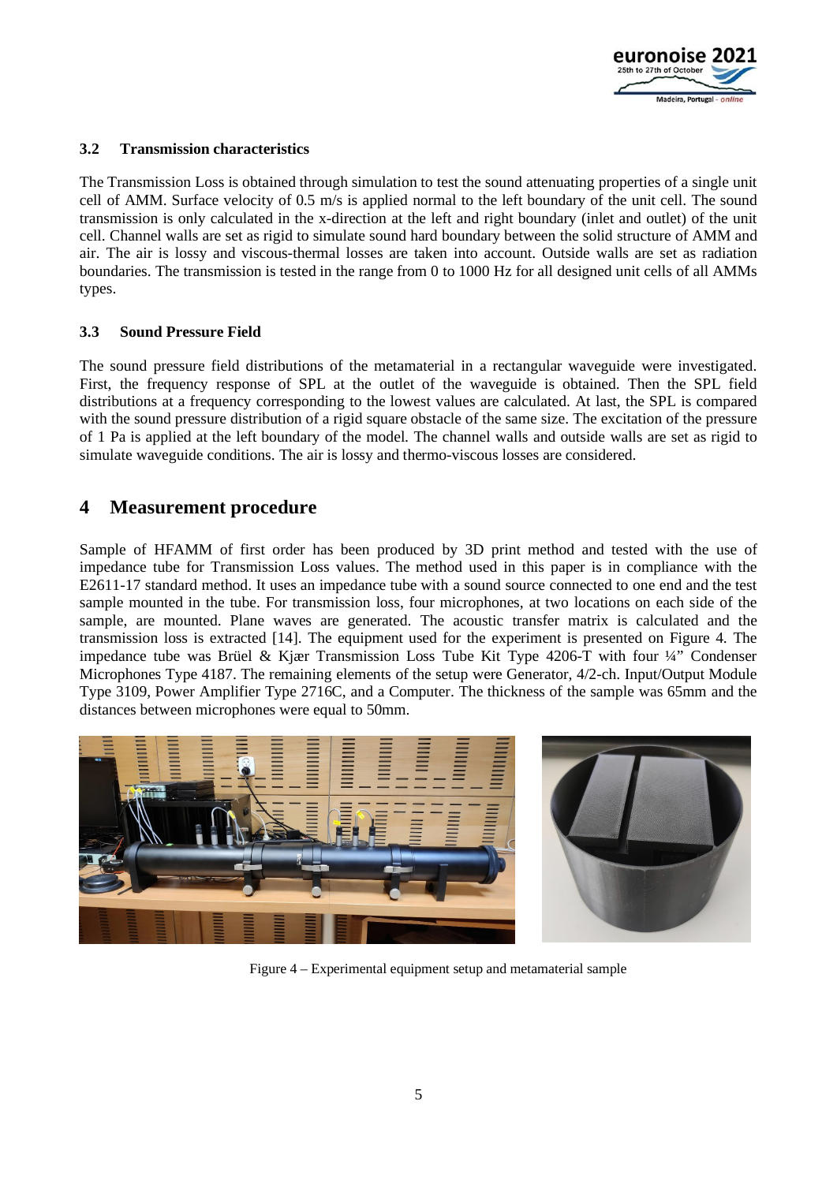### 3.2 Transmission characteristics

The Transmission Loss is obtained through simulation to test the sound attenuating properties of a single unit cell of AMM. Surface velocity of 0.5 m/s is applied normal to the left boundary of the unit cell. The sound transmission is only calculated in the x-direction at the left and right boundary (inlet and outlet) of the unit cell. Channel walls are set as rigid to simulate sound hard boundary between the solid structure of AMM and air. The air is lossy and viscous-thermal losses are taken into account. Outside walls are set as radiation boundaries. The transmission is tested in the range from 0 to 1000 Hz for all designed unit cells of all AMMs types.

### 3.3 Sound Pressure Field

The sound pressure field distributions of the metamaterial in a rectangular waveguide were investigated. First, the frequency response of SPL at the outlet of the waveguide is obtained. Then the SPL field distributions at a frequency corresponding to the lowest values are calculated. At last, the SPL is compared with the sound pressure distribution of a rigid square obstacle of the same size. The excitation of the pressure of 1 Pa is applied at the left boundary of the model. The channel walls and outside walls are set as rigid to simulate waveguide conditions. The air is lossy and thermo-viscous losses are considered.

## 4 Measurement procedure

Sample of HFAMM of first order has been produced by 3D print method and tested with the use of impedance tube for Transmission Loss values. The method used in this paper is in compliance with the E2611-17 standard method. It uses an impedance tube with a sound source connected to one end and the test sample mounted in the tube. For transmission loss, four microphones, at two locations on each side of the sample, are mounted. Plane waves are generated. The acoustic transfer matrix is calculated and the transmission loss is extracted [14]. The equipment used for the experiment is presented on Figure 4. The impedance tube was Brüel & Kjær Transmission Loss Tube Kit Type 4206-T with four ¼" Condenser Microphones Type 4187. The remaining elements of the setup were Generator, 4/2-ch. Input/Output Module Type 3109, Power Amplifier Type 2716C, and a Computer. The thickness of the sample was 65mm and the distances between microphones were equal to 50mm.

Figure 4 – Experimental equipment setup and metamaterial sample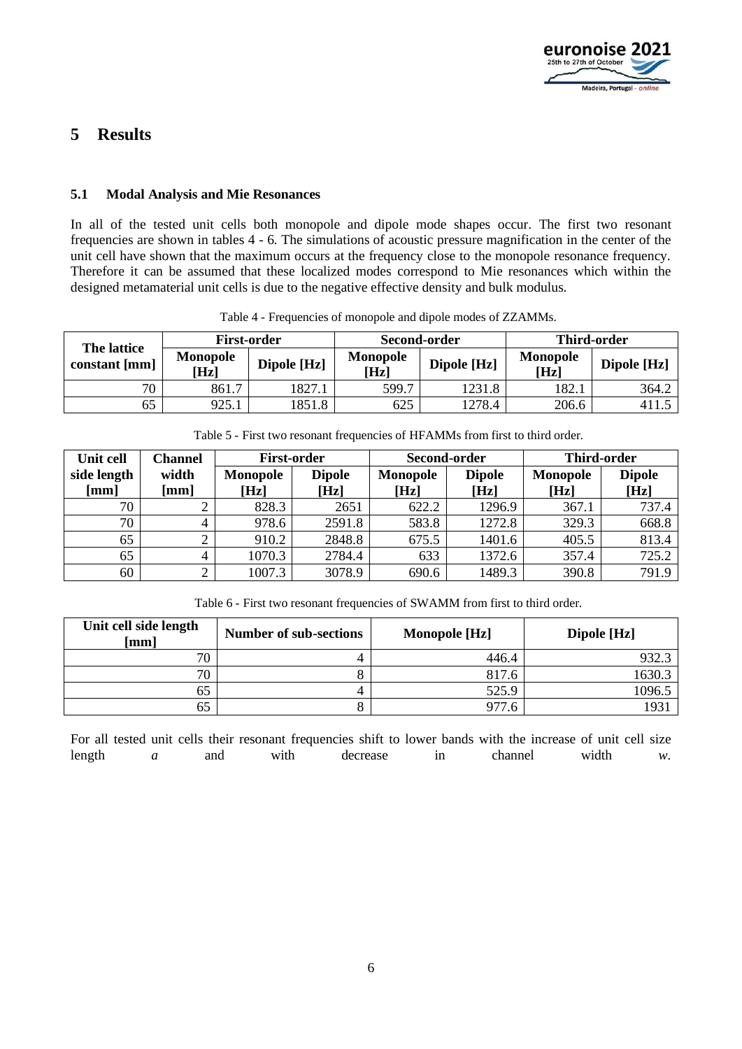# 5 Results

## 5.1 Modal Analysis and Mie Resonances

In all of the tested unit cells both monopole and dipole mode shapes occur. The first two resonant frequencies are shown in tables 4 - 6. The simulations of acoustic pressure magnification in the center of the unit cell have shown that the maximum occurs at the frequency close to the monopole resonance frequency. Therefore it can be assumed that these localized modes correspond to Mie resonances which within the designed metamaterial unit cells is due to the negative effective density and bulk modulus.

Table 4 - Frequencies of monopole and dipole modes of ZZAMMs.

| The lattice constant [mm] | First-order | | Second-order | | Third-order | |
|---|---|---|---|---|---|---|
| | Monopole [Hz] | Dipole [Hz] | Monopole [Hz] | Dipole [Hz] | Monopole [Hz] | Dipole [Hz] |
| 70 | 861.7 | 1827.1 | 599.7 | 1231.8 | 182.1 | 364.2 |
| 65 | 925.1 | 1851.8 | 625 | 1278.4 | 206.6 | 411.5 |

Table 5 - First two resonant frequencies of HFAMMs from first to third order.

| Unit cell side length [mm] | Channel width [mm] | First-order | | Second-order | | Third-order | |
|---|---|---|---|---|---|---|---|
| | | Monopole [Hz] | Dipole [Hz] | Monopole [Hz] | Dipole [Hz] | Monopole [Hz] | Dipole [Hz] |
| 70 | 2 | 828.3 | 2651 | 622.2 | 1296.9 | 367.1 | 737.4 |
| 70 | 4 | 978.6 | 2591.8 | 583.8 | 1272.8 | 329.3 | 668.8 |
| 65 | 2 | 910.2 | 2848.8 | 675.5 | 1401.6 | 405.5 | 813.4 |
| 65 | 4 | 1070.3 | 2784.4 | 633 | 1372.6 | 357.4 | 725.2 |
| 60 | 2 | 1007.3 | 3078.9 | 690.6 | 1489.3 | 390.8 | 791.9 |

Table 6 - First two resonant frequencies of SWAMM from first to third order.

| Unit cell side length [mm] | Number of sub-sections | Monopole [Hz] | Dipole [Hz] |
|---|---|---|---|
| 70 | 4 | 446.4 | 932.3 |
| 70 | 8 | 817.6 | 1630.3 |
| 65 | 4 | 525.9 | 1096.5 |
| 65 | 8 | 977.6 | 1931 |

For all tested unit cells their resonant frequencies shift to lower bands with the increase of unit cell size length $a$ and with decrease in channel width $w$.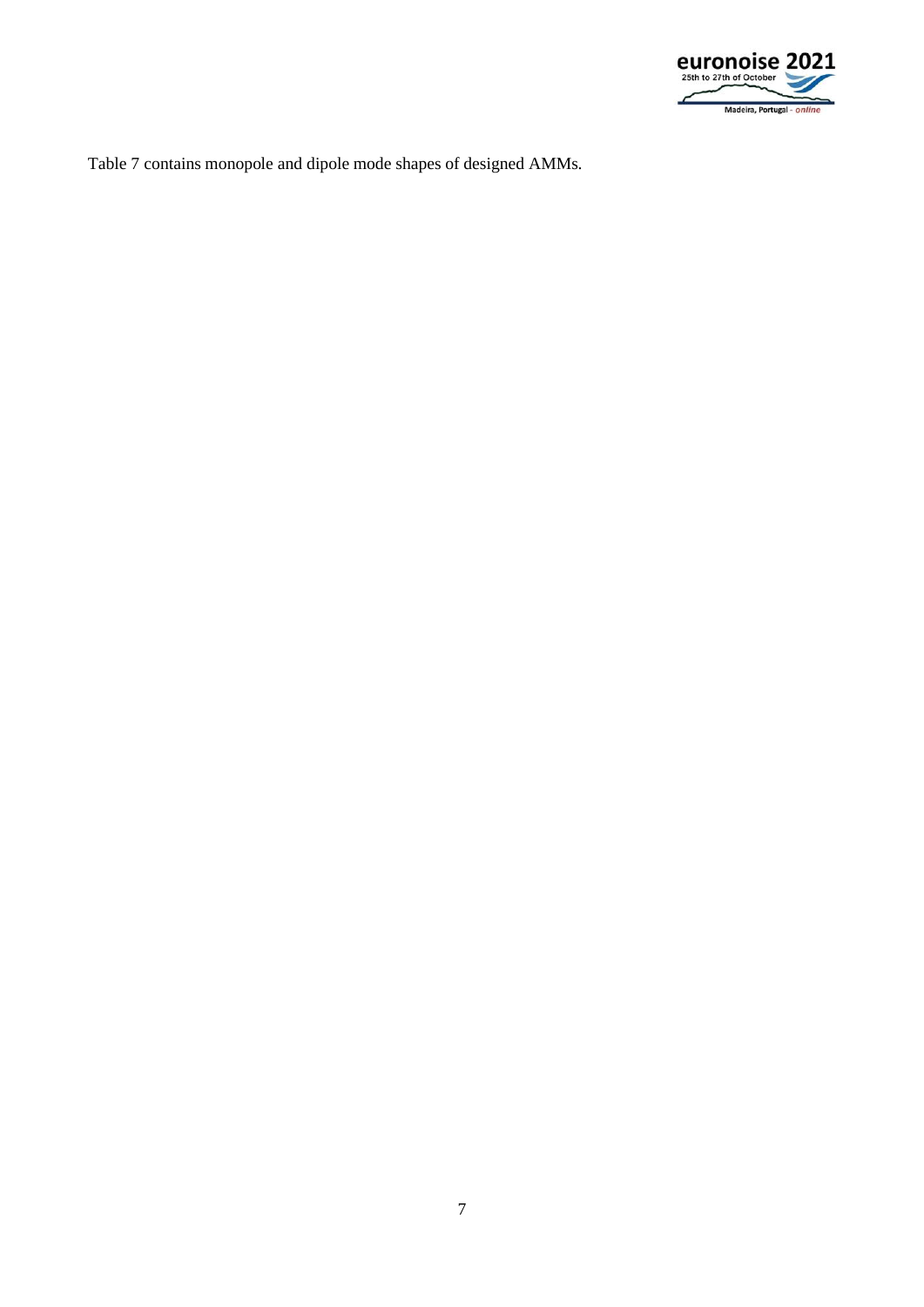Table 7 contains monopole and dipole mode shapes of designed AMMs.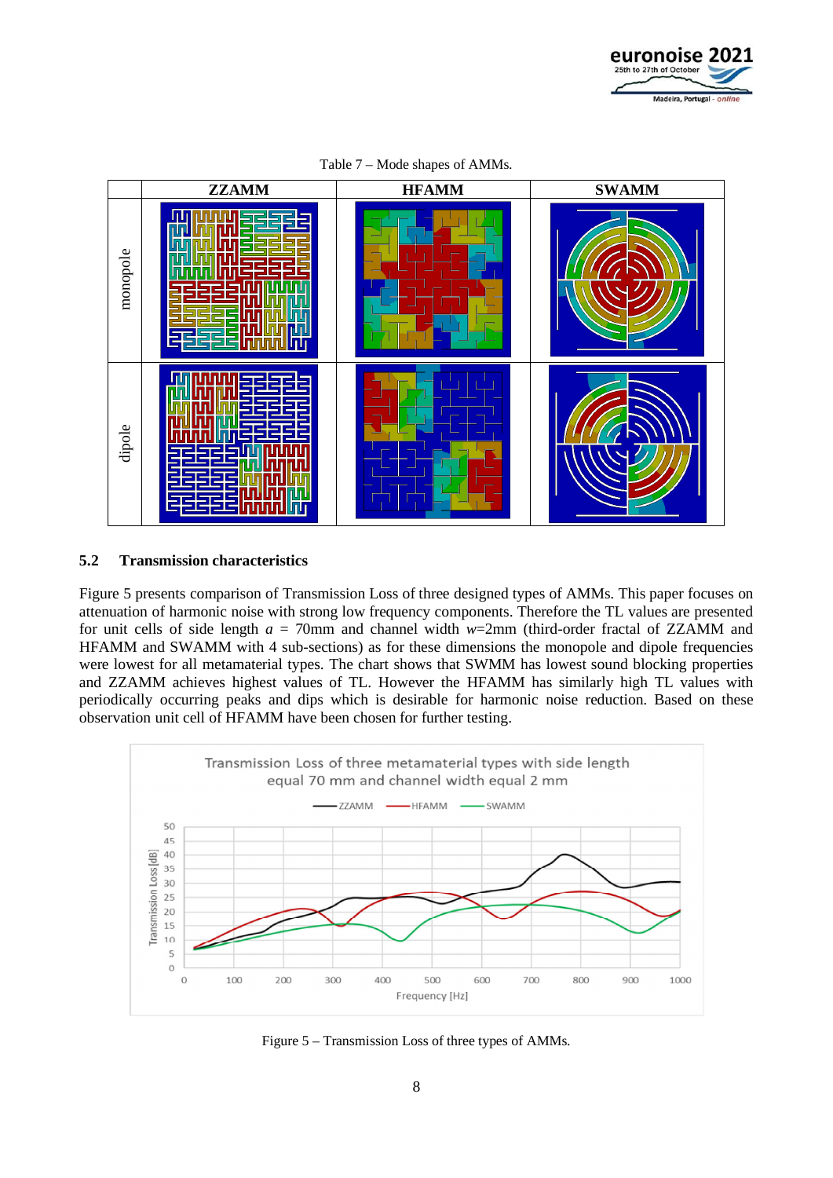Table 7 – Mode shapes of AMMs.

| | ZZAMM | HFAMM | SWAMM |
|---|---|---|---|
| monopole | | | |
| dipole | | | |

### 5.2 Transmission characteristics

Figure 5 presents comparison of Transmission Loss of three designed types of AMMs. This paper focuses on attenuation of harmonic noise with strong low frequency components. Therefore the TL values are presented for unit cells of side length *a* = 70mm and channel width *w*=2mm (third-order fractal of ZZAMM and HFAMM and SWAMM with 4 sub-sections) as for these dimensions the monopole and dipole frequencies were lowest for all metamaterial types. The chart shows that SWMM has lowest sound blocking properties and ZZAMM achieves highest values of TL. However the HFAMM has similarly high TL values with periodically occurring peaks and dips which is desirable for harmonic noise reduction. Based on these observation unit cell of HFAMM have been chosen for further testing.

Figure 5 – Transmission Loss of three types of AMMs.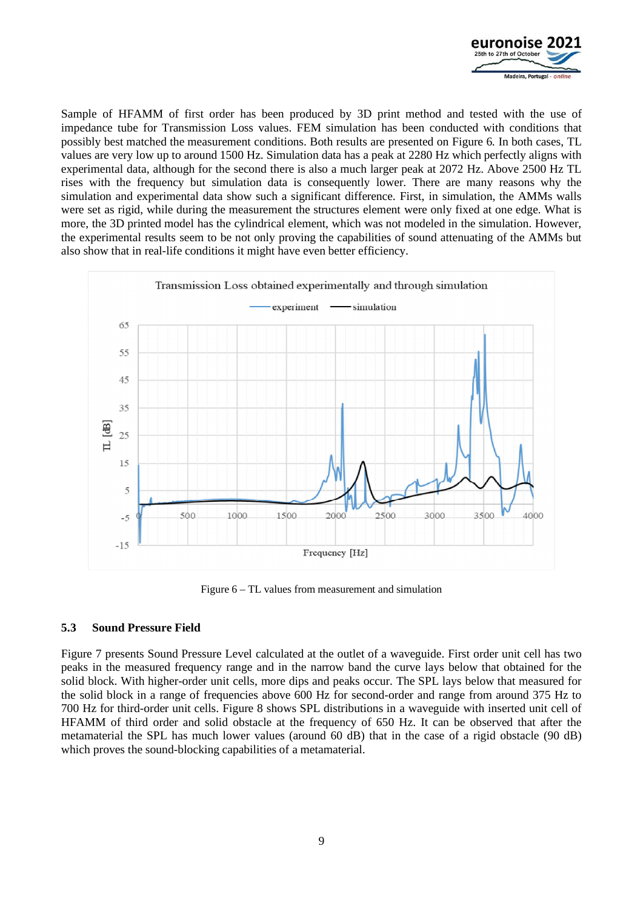Sample of HFAMM of first order has been produced by 3D print method and tested with the use of impedance tube for Transmission Loss values. FEM simulation has been conducted with conditions that possibly best matched the measurement conditions. Both results are presented on Figure 6. In both cases, TL values are very low up to around 1500 Hz. Simulation data has a peak at 2280 Hz which perfectly aligns with experimental data, although for the second there is also a much larger peak at 2072 Hz. Above 2500 Hz TL rises with the frequency but simulation data is consequently lower. There are many reasons why the simulation and experimental data show such a significant difference. First, in simulation, the AMMs walls were set as rigid, while during the measurement the structures element were only fixed at one edge. What is more, the 3D printed model has the cylindrical element, which was not modeled in the simulation. However, the experimental results seem to be not only proving the capabilities of sound attenuating of the AMMs but also show that in real-life conditions it might have even better efficiency.

Figure 6 – TL values from measurement and simulation

### 5.3 Sound Pressure Field

Figure 7 presents Sound Pressure Level calculated at the outlet of a waveguide. First order unit cell has two peaks in the measured frequency range and in the narrow band the curve lays below that obtained for the solid block. With higher-order unit cells, more dips and peaks occur. The SPL lays below that measured for the solid block in a range of frequencies above 600 Hz for second-order and range from around 375 Hz to 700 Hz for third-order unit cells. Figure 8 shows SPL distributions in a waveguide with inserted unit cell of HFAMM of third order and solid obstacle at the frequency of 650 Hz. It can be observed that after the metamaterial the SPL has much lower values (around 60 dB) that in the case of a rigid obstacle (90 dB) which proves the sound-blocking capabilities of a metamaterial.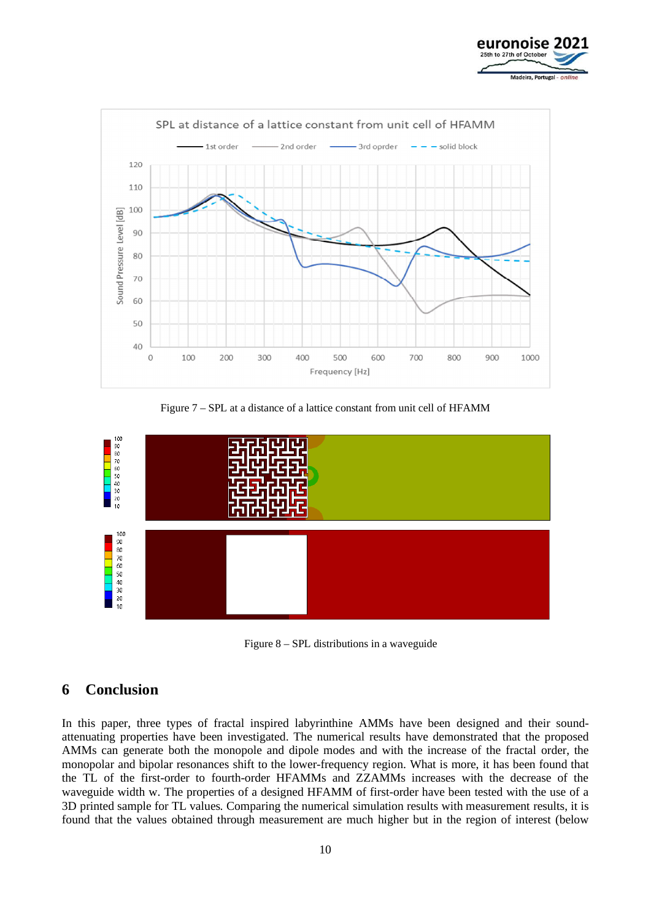Figure 7 – SPL at a distance of a lattice constant from unit cell of HFAMM

Figure 8 – SPL distributions in a waveguide

## 6 Conclusion

In this paper, three types of fractal inspired labyrinthine AMMs have been designed and their sound-attenuating properties have been investigated. The numerical results have demonstrated that the proposed AMMs can generate both the monopole and dipole modes and with the increase of the fractal order, the monopolar and bipolar resonances shift to the lower-frequency region. What is more, it has been found that the TL of the first-order to fourth-order HFAMMs and ZZAMMs increases with the decrease of the waveguide width w. The properties of a designed HFAMM of first-order have been tested with the use of a 3D printed sample for TL values. Comparing the numerical simulation results with measurement results, it is found that the values obtained through measurement are much higher but in the region of interest (below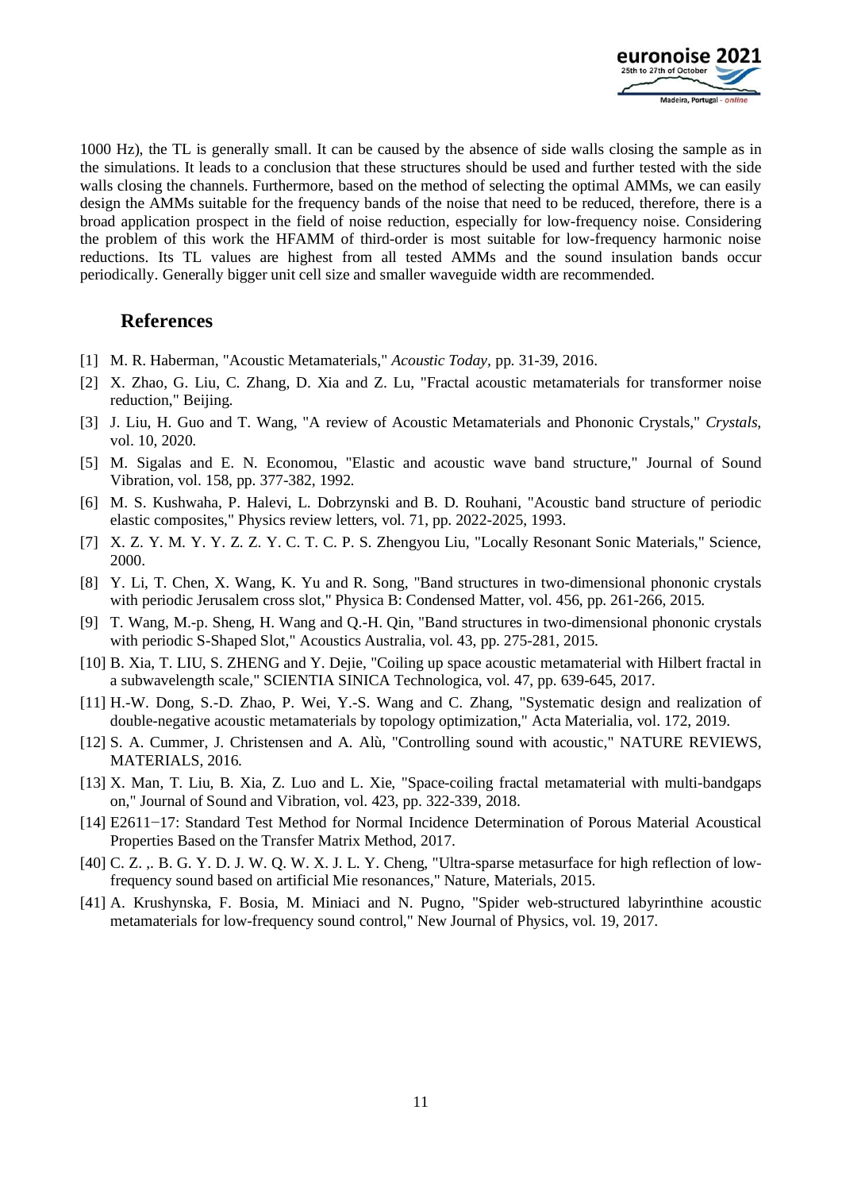1000 Hz), the TL is generally small. It can be caused by the absence of side walls closing the sample as in the simulations. It leads to a conclusion that these structures should be used and further tested with the side walls closing the channels. Furthermore, based on the method of selecting the optimal AMMs, we can easily design the AMMs suitable for the frequency bands of the noise that need to be reduced, therefore, there is a broad application prospect in the field of noise reduction, especially for low-frequency noise. Considering the problem of this work the HFAMM of third-order is most suitable for low-frequency harmonic noise reductions. Its TL values are highest from all tested AMMs and the sound insulation bands occur periodically. Generally bigger unit cell size and smaller waveguide width are recommended.

## References

[1] M. R. Haberman, "Acoustic Metamaterials," *Acoustic Today*, pp. 31-39, 2016.

[2] X. Zhao, G. Liu, C. Zhang, D. Xia and Z. Lu, "Fractal acoustic metamaterials for transformer noise reduction," Beijing.

[3] J. Liu, H. Guo and T. Wang, "A review of Acoustic Metamaterials and Phononic Crystals," *Crystals*, vol. 10, 2020.

[5] M. Sigalas and E. N. Economou, "Elastic and acoustic wave band structure," Journal of Sound Vibration, vol. 158, pp. 377-382, 1992.

[6] M. S. Kushwaha, P. Halevi, L. Dobrzynski and B. D. Rouhani, "Acoustic band structure of periodic elastic composites," Physics review letters, vol. 71, pp. 2022-2025, 1993.

[7] X. Z. Y. M. Y. Y. Z. Z. Y. C. T. C. P. S. Zhengyou Liu, "Locally Resonant Sonic Materials," Science, 2000.

[8] Y. Li, T. Chen, X. Wang, K. Yu and R. Song, "Band structures in two-dimensional phononic crystals with periodic Jerusalem cross slot," Physica B: Condensed Matter, vol. 456, pp. 261-266, 2015.

[9] T. Wang, M.-p. Sheng, H. Wang and Q.-H. Qin, "Band structures in two-dimensional phononic crystals with periodic S-Shaped Slot," Acoustics Australia, vol. 43, pp. 275-281, 2015.

[10] B. Xia, T. LIU, S. ZHENG and Y. Dejie, "Coiling up space acoustic metamaterial with Hilbert fractal in a subwavelength scale," SCIENTIA SINICA Technologica, vol. 47, pp. 639-645, 2017.

[11] H.-W. Dong, S.-D. Zhao, P. Wei, Y.-S. Wang and C. Zhang, "Systematic design and realization of double-negative acoustic metamaterials by topology optimization," Acta Materialia, vol. 172, 2019.

[12] S. A. Cummer, J. Christensen and A. Alù, "Controlling sound with acoustic," NATURE REVIEWS, MATERIALS, 2016.

[13] X. Man, T. Liu, B. Xia, Z. Luo and L. Xie, "Space-coiling fractal metamaterial with multi-bandgaps on," Journal of Sound and Vibration, vol. 423, pp. 322-339, 2018.

[14] E2611−17: Standard Test Method for Normal Incidence Determination of Porous Material Acoustical Properties Based on the Transfer Matrix Method, 2017.

[40] C. Z. ,. B. G. Y. D. J. W. Q. W. X. J. L. Y. Cheng, "Ultra-sparse metasurface for high reflection of low-frequency sound based on artificial Mie resonances," Nature, Materials, 2015.

[41] A. Krushynska, F. Bosia, M. Miniaci and N. Pugno, "Spider web-structured labyrinthine acoustic metamaterials for low-frequency sound control," New Journal of Physics, vol. 19, 2017.